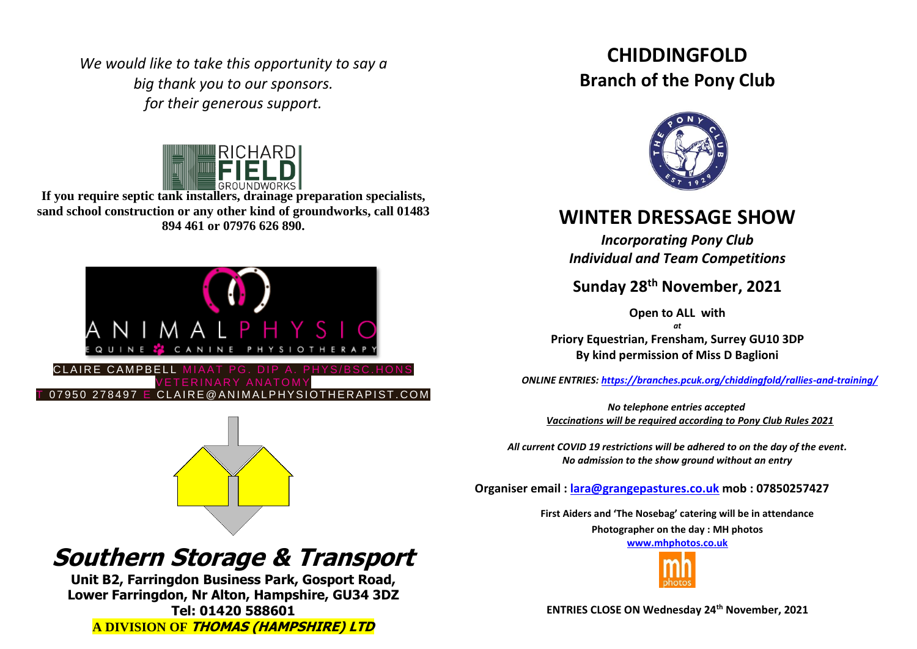*We would like to take this opportunity to say a big thank you to our sponsors. for their generous support.*

RICHARD FIELD GROUNDWORKS

**If you require septic tank installers, drainage preparation specialists, sand school construction or any other kind of groundworks, call 01483 894 461 or 07976 626 890.**

ANIMAL PHYSIO
EQUINE CANINE PHYSIOTHERAPY

CLAIRE CAMPBELL MIAAT PG. DIP A. PHYS/BSC.HONS VETERINARY ANATOMY
T 07950 278497 E CLAIRE@ANIMALPHYSIOTHERAPIST.COM

# Southern Storage & Transport

**Unit B2, Farringdon Business Park, Gosport Road, Lower Farringdon, Nr Alton, Hampshire, GU34 3DZ**
**Tel: 01420 588601**
**A DIVISION OF *THOMAS (HAMPSHIRE) LTD***

# CHIDDINGFOLD
## Branch of the Pony Club

# WINTER DRESSAGE SHOW

***Incorporating Pony Club Individual and Team Competitions***

**Sunday 28th November, 2021**

**Open to ALL with**
*at*
**Priory Equestrian, Frensham, Surrey GU10 3DP**
**By kind permission of Miss D Baglioni**

***ONLINE ENTRIES: https://branches.pcuk.org/chiddingfold/rallies-and-training/***

***No telephone entries accepted***
***Vaccinations will be required according to Pony Club Rules 2021***

***All current COVID 19 restrictions will be adhered to on the day of the event.***
***No admission to the show ground without an entry***

**Organiser email : lara@grangepastures.co.uk mob : 07850257427**

**First Aiders and 'The Nosebag' catering will be in attendance**
**Photographer on the day : MH photos**
**www.mhphotos.co.uk**

**ENTRIES CLOSE ON Wednesday 24th November, 2021**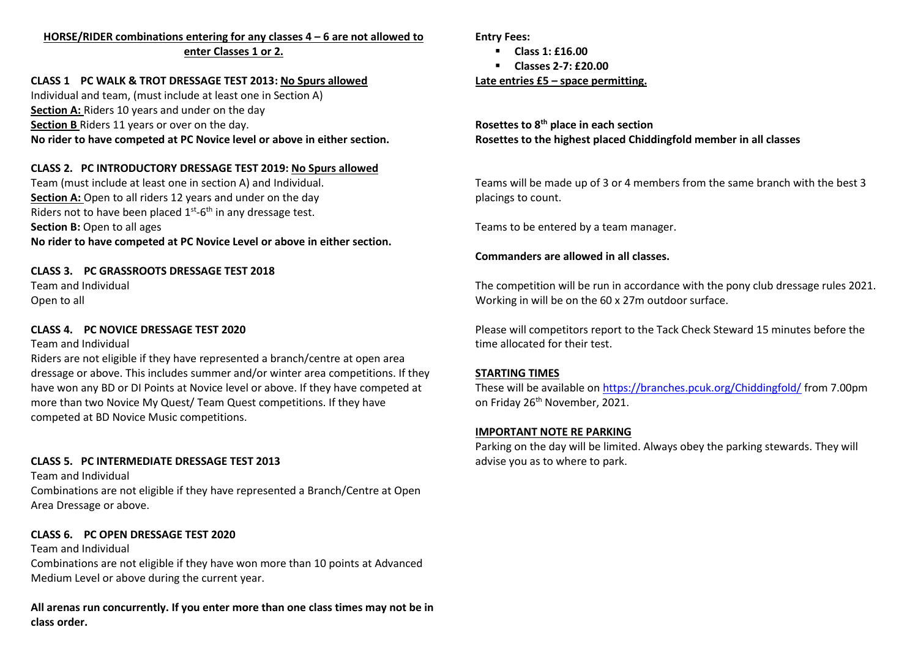**HORSE/RIDER combinations entering for any classes 4 – 6 are not allowed to enter Classes 1 or 2.**

**CLASS 1 PC WALK & TROT DRESSAGE TEST 2013: No Spurs allowed**

Individual and team, (must include at least one in Section A)

**Section A:** Riders 10 years and under on the day

**Section B** Riders 11 years or over on the day.

**No rider to have competed at PC Novice level or above in either section.**

**CLASS 2. PC INTRODUCTORY DRESSAGE TEST 2019: No Spurs allowed**

Team (must include at least one in section A) and Individual.

**Section A:** Open to all riders 12 years and under on the day

Riders not to have been placed 1st-6th in any dressage test.

**Section B:** Open to all ages

**No rider to have competed at PC Novice Level or above in either section.**

**CLASS 3. PC GRASSROOTS DRESSAGE TEST 2018**

Team and Individual

Open to all

**CLASS 4. PC NOVICE DRESSAGE TEST 2020**

Team and Individual

Riders are not eligible if they have represented a branch/centre at open area dressage or above. This includes summer and/or winter area competitions. If they have won any BD or DI Points at Novice level or above. If they have competed at more than two Novice My Quest/ Team Quest competitions. If they have competed at BD Novice Music competitions.

**CLASS 5. PC INTERMEDIATE DRESSAGE TEST 2013**

Team and Individual

Combinations are not eligible if they have represented a Branch/Centre at Open Area Dressage or above.

**CLASS 6. PC OPEN DRESSAGE TEST 2020**

Team and Individual

Combinations are not eligible if they have won more than 10 points at Advanced Medium Level or above during the current year.

**All arenas run concurrently. If you enter more than one class times may not be in class order.**

**Entry Fees:**

- **Class 1: £16.00**
- **Classes 2-7: £20.00**

**Late entries £5 – space permitting.**

**Rosettes to 8th place in each section**

**Rosettes to the highest placed Chiddingfold member in all classes**

Teams will be made up of 3 or 4 members from the same branch with the best 3 placings to count.

Teams to be entered by a team manager.

**Commanders are allowed in all classes.**

The competition will be run in accordance with the pony club dressage rules 2021. Working in will be on the 60 x 27m outdoor surface.

Please will competitors report to the Tack Check Steward 15 minutes before the time allocated for their test.

**STARTING TIMES**

These will be available on https://branches.pcuk.org/Chiddingfold/ from 7.00pm on Friday 26th November, 2021.

**IMPORTANT NOTE RE PARKING**

Parking on the day will be limited. Always obey the parking stewards. They will advise you as to where to park.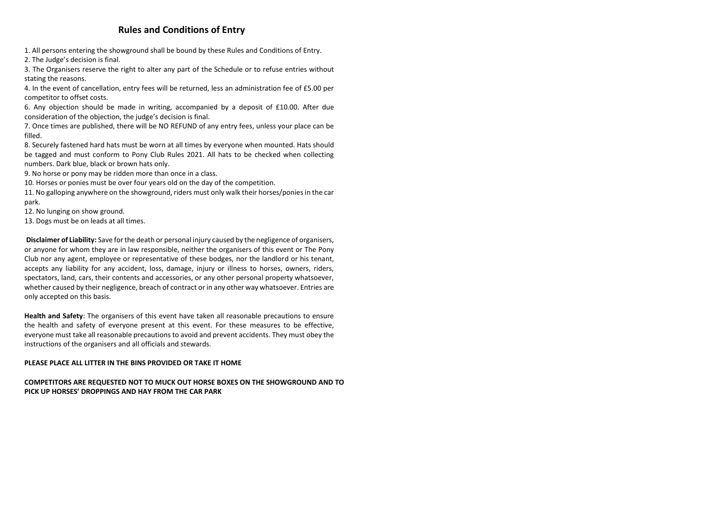## Rules and Conditions of Entry

1. All persons entering the showground shall be bound by these Rules and Conditions of Entry.
2. The Judge's decision is final.
3. The Organisers reserve the right to alter any part of the Schedule or to refuse entries without stating the reasons.
4. In the event of cancellation, entry fees will be returned, less an administration fee of £5.00 per competitor to offset costs.
6. Any objection should be made in writing, accompanied by a deposit of £10.00. After due consideration of the objection, the judge's decision is final.
7. Once times are published, there will be NO REFUND of any entry fees, unless your place can be filled.
8. Securely fastened hard hats must be worn at all times by everyone when mounted. Hats should be tagged and must conform to Pony Club Rules 2021. All hats to be checked when collecting numbers. Dark blue, black or brown hats only.
9. No horse or pony may be ridden more than once in a class.
10. Horses or ponies must be over four years old on the day of the competition.
11. No galloping anywhere on the showground, riders must only walk their horses/ponies in the car park.
12. No lunging on show ground.
13. Dogs must be on leads at all times.

**Disclaimer of Liability:** Save for the death or personal injury caused by the negligence of organisers, or anyone for whom they are in law responsible, neither the organisers of this event or The Pony Club nor any agent, employee or representative of these bodges, nor the landlord or his tenant, accepts any liability for any accident, loss, damage, injury or illness to horses, owners, riders, spectators, land, cars, their contents and accessories, or any other personal property whatsoever, whether caused by their negligence, breach of contract or in any other way whatsoever. Entries are only accepted on this basis.

**Health and Safety**: The organisers of this event have taken all reasonable precautions to ensure the health and safety of everyone present at this event. For these measures to be effective, everyone must take all reasonable precautions to avoid and prevent accidents. They must obey the instructions of the organisers and all officials and stewards.

**PLEASE PLACE ALL LITTER IN THE BINS PROVIDED OR TAKE IT HOME**

**COMPETITORS ARE REQUESTED NOT TO MUCK OUT HORSE BOXES ON THE SHOWGROUND AND TO PICK UP HORSES' DROPPINGS AND HAY FROM THE CAR PARK**